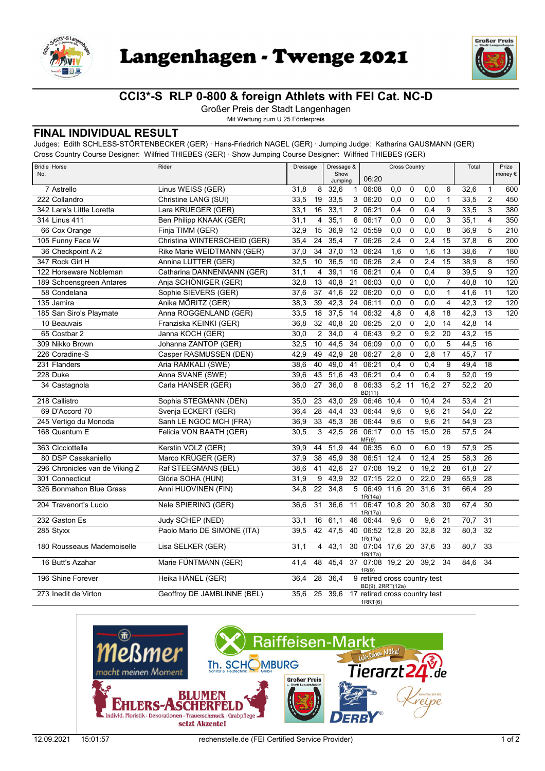# Langenhagen - Twenge 2021

## CCI3*-S RLP 0-800 & foreign Athlets with FEI Cat. NC-D

Großer Preis der Stadt Langenhagen

Mit Wertung zum U 25 Förderpreis

## FINAL INDIVIDUAL RESULT

Judges: Edith SCHLESS-STÖRTENBECKER (GER) · Hans-Friedrich NAGEL (GER) · Jumping Judge: Katharina GAUSMANN (GER)
Cross Country Course Designer: Wilfried THIEBES (GER) · Show Jumping Course Designer: Wilfried THIEBES (GER)

| Bridle No. | Horse | Rider | Dressage | | Dressage & Show Jumping | | Cross Country | | | | | Total | | Prize money € |
|---|---|---|---|---|---|---|---|---|---|---|---|---|---|---|
| | | | | | | | 06:20 | | | | | | | |
| 7 | Astrello | Linus WEISS (GER) | 31,8 | 8 | 32,6 | 1 | 06:08 | 0,0 | 0 | 0,0 | 6 | 32,6 | 1 | 600 |
| 222 | Collandro | Christine LANG (SUI) | 33,5 | 19 | 33,5 | 3 | 06:20 | 0,0 | 0 | 0,0 | 1 | 33,5 | 2 | 450 |
| 342 | Lara's Little Loretta | Lara KRUEGER (GER) | 33,1 | 16 | 33,1 | 2 | 06:21 | 0,4 | 0 | 0,4 | 9 | 33,5 | 3 | 380 |
| 314 | Linus 411 | Ben Philipp KNAAK (GER) | 31,1 | 4 | 35,1 | 6 | 06:17 | 0,0 | 0 | 0,0 | 3 | 35,1 | 4 | 350 |
| 66 | Cox Orange | Finja TIMM (GER) | 32,9 | 15 | 36,9 | 12 | 05:59 | 0,0 | 0 | 0,0 | 8 | 36,9 | 5 | 210 |
| 105 | Funny Face W | Christina WINTERSCHEID (GER) | 35,4 | 24 | 35,4 | 7 | 06:26 | 2,4 | 0 | 2,4 | 15 | 37,8 | 6 | 200 |
| 36 | Checkpoint A 2 | Rike Marie WEIDTMANN (GER) | 37,0 | 34 | 37,0 | 13 | 06:24 | 1,6 | 0 | 1,6 | 13 | 38,6 | 7 | 180 |
| 347 | Rock Girl H | Annina LUTTER (GER) | 32,5 | 10 | 36,5 | 10 | 06:26 | 2,4 | 0 | 2,4 | 15 | 38,9 | 8 | 150 |
| 122 | Horseware Nobleman | Catharina DANNENMANN (GER) | 31,1 | 4 | 39,1 | 16 | 06:21 | 0,4 | 0 | 0,4 | 9 | 39,5 | 9 | 120 |
| 189 | Schoensgreen Antares | Anja SCHÖNIGER (GER) | 32,8 | 13 | 40,8 | 21 | 06:03 | 0,0 | 0 | 0,0 | 7 | 40,8 | 10 | 120 |
| 58 | Condelana | Sophie SIEVERS (GER) | 37,6 | 37 | 41,6 | 22 | 06:20 | 0,0 | 0 | 0,0 | 1 | 41,6 | 11 | 120 |
| 135 | Jamira | Anika MÖRITZ (GER) | 38,3 | 39 | 42,3 | 24 | 06:11 | 0,0 | 0 | 0,0 | 4 | 42,3 | 12 | 120 |
| 185 | San Siro's Playmate | Anna ROGGENLAND (GER) | 33,5 | 18 | 37,5 | 14 | 06:32 | 4,8 | 0 | 4,8 | 18 | 42,3 | 13 | 120 |
| 10 | Beauvais | Franziska KEINKI (GER) | 36,8 | 32 | 40,8 | 20 | 06:25 | 2,0 | 0 | 2,0 | 14 | 42,8 | 14 | |
| 65 | Costbar 2 | Janna KOCH (GER) | 30,0 | 2 | 34,0 | 4 | 06:43 | 9,2 | 0 | 9,2 | 20 | 43,2 | 15 | |
| 309 | Nikko Brown | Johanna ZANTOP (GER) | 32,5 | 10 | 44,5 | 34 | 06:09 | 0,0 | 0 | 0,0 | 5 | 44,5 | 16 | |
| 226 | Coradine-S | Casper RASMUSSEN (DEN) | 42,9 | 49 | 42,9 | 28 | 06:27 | 2,8 | 0 | 2,8 | 17 | 45,7 | 17 | |
| 231 | Flanders | Aria RAMKALI (SWE) | 38,6 | 40 | 49,0 | 41 | 06:21 | 0,4 | 0 | 0,4 | 9 | 49,4 | 18 | |
| 228 | Duke | Anna SVANE (SWE) | 39,6 | 43 | 51,6 | 43 | 06:21 | 0,4 | 0 | 0,4 | 9 | 52,0 | 19 | |
| 34 | Castagnola | Carla HANSER (GER) | 36,0 | 27 | 36,0 | 8 | 06:33 BD(11) | 5,2 | 11 | 16,2 | 27 | 52,2 | 20 | |
| 218 | Callistro | Sophia STEGMANN (DEN) | 35,0 | 23 | 43,0 | 29 | 06:46 | 10,4 | 0 | 10,4 | 24 | 53,4 | 21 | |
| 69 | D'Accord 70 | Svenja ECKERT (GER) | 36,4 | 28 | 44,4 | 33 | 06:44 | 9,6 | 0 | 9,6 | 21 | 54,0 | 22 | |
| 245 | Vertigo du Monoda | Sanh LE NGOC MCH (FRA) | 36,9 | 33 | 45,3 | 36 | 06:44 | 9,6 | 0 | 9,6 | 21 | 54,9 | 23 | |
| 168 | Quantum E | Felicia VON BAATH (GER) | 30,5 | 3 | 42,5 | 26 | 06:17 MF(9) | 0,0 | 15 | 15,0 | 26 | 57,5 | 24 | |
| 363 | Cicciottella | Kerstin VOLZ (GER) | 39,9 | 44 | 51,9 | 44 | 06:35 | 6,0 | 0 | 6,0 | 19 | 57,9 | 25 | |
| 80 | DSP Casskaniello | Marco KRÜGER (GER) | 37,9 | 38 | 45,9 | 38 | 06:51 | 12,4 | 0 | 12,4 | 25 | 58,3 | 26 | |
| 296 | Chronicles van de Viking Z | Raf STEEGMANS (BEL) | 38,6 | 41 | 42,6 | 27 | 07:08 | 19,2 | 0 | 19,2 | 28 | 61,8 | 27 | |
| 301 | Connecticut | Glória SOHA (HUN) | 31,9 | 9 | 43,9 | 32 | 07:15 | 22,0 | 0 | 22,0 | 29 | 65,9 | 28 | |
| 326 | Bonmahon Blue Grass | Anni HUOVINEN (FIN) | 34,8 | 22 | 34,8 | 5 | 06:49 1R(14a) | 11,6 | 20 | 31,6 | 31 | 66,4 | 29 | |
| 204 | Travenort's Lucio | Nele SPIERING (GER) | 36,6 | 31 | 36,6 | 11 | 06:47 1R(17a) | 10,8 | 20 | 30,8 | 30 | 67,4 | 30 | |
| 232 | Gaston Es | Judy SCHEP (NED) | 33,1 | 16 | 61,1 | 46 | 06:44 | 9,6 | 0 | 9,6 | 21 | 70,7 | 31 | |
| 285 | Styxx | Paolo Mario DE SIMONE (ITA) | 39,5 | 42 | 47,5 | 40 | 06:52 1R(17a) | 12,8 | 20 | 32,8 | 32 | 80,3 | 32 | |
| 180 | Rousseaus Mademoiselle | Lisa SELKER (GER) | 31,1 | 4 | 43,1 | 30 | 07:04 1R(17a) | 17,6 | 20 | 37,6 | 33 | 80,7 | 33 | |
| 16 | Butt's Azahar | Marie FÜNTMANN (GER) | 41,4 | 48 | 45,4 | 37 | 07:08 1R(9) | 19,2 | 20 | 39,2 | 34 | 84,6 | 34 | |
| 196 | Shine Forever | Heika HÄNEL (GER) | 36,4 | 28 | 36,4 | 9 | retired cross country test BD(9), 2RRT(12a) | | | | | | | |
| 273 | Inedit de Virton | Geoffroy DE JAMBLINNE (BEL) | 35,6 | 25 | 39,6 | 17 | retired cross country test 1RRT(6) | | | | | | | |

12.09.2021 15:01:57 rechenstelle.de (FEI Certified Service Provider)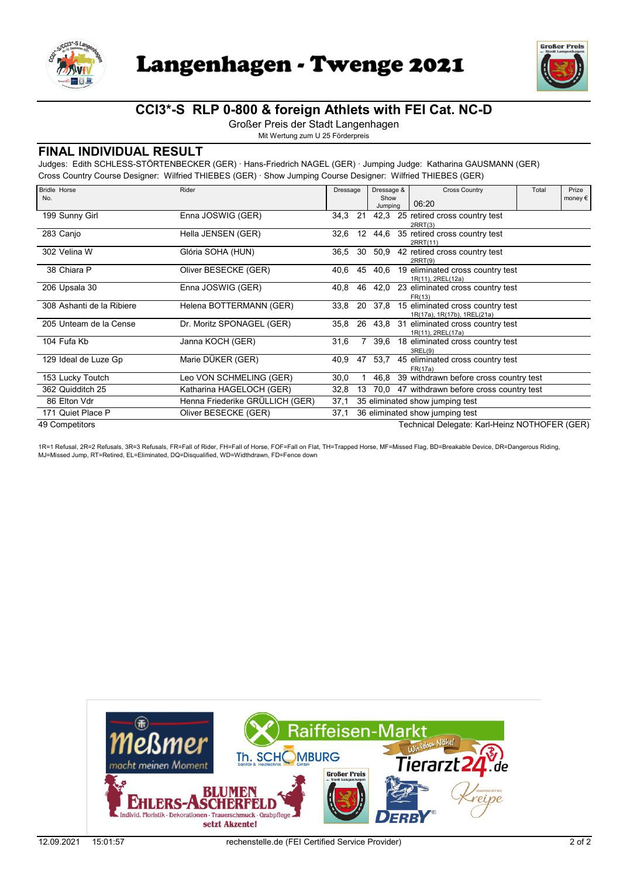# CCI3*-S RLP 0-800 & foreign Athlets with FEI Cat. NC-D

Großer Preis der Stadt Langenhagen

Mit Wertung zum U 25 Förderpreis

## FINAL INDIVIDUAL RESULT

Judges: Edith SCHLESS-STÖRTENBECKER (GER) · Hans-Friedrich NAGEL (GER) · Jumping Judge: Katharina GAUSMANN (GER)

Cross Country Course Designer: Wilfried THIEBES (GER) · Show Jumping Course Designer: Wilfried THIEBES (GER)

| Bridle No. | Horse | Rider | Dressage | | Dressage & Show Jumping | | Cross Country 06:20 | Total | Prize money € |
|---|---|---|---|---|---|---|---|---|---|
| 199 | Sunny Girl | Enna JOSWIG (GER) | 34,3 | 21 | 42,3 | 25 | retired cross country test 2RRT(3) | | |
| 283 | Canjo | Hella JENSEN (GER) | 32,6 | 12 | 44,6 | 35 | retired cross country test 2RRT(11) | | |
| 302 | Velina W | Glória SOHA (HUN) | 36,5 | 30 | 50,9 | 42 | retired cross country test 2RRT(9) | | |
| 38 | Chiara P | Oliver BESECKE (GER) | 40,6 | 45 | 40,6 | 19 | eliminated cross country test 1R(11), 2REL(12a) | | |
| 206 | Upsala 30 | Enna JOSWIG (GER) | 40,8 | 46 | 42,0 | 23 | eliminated cross country test FR(13) | | |
| 308 | Ashanti de la Ribiere | Helena BOTTERMANN (GER) | 33,8 | 20 | 37,8 | 15 | eliminated cross country test 1R(17a), 1R(17b), 1REL(21a) | | |
| 205 | Unteam de la Cense | Dr. Moritz SPONAGEL (GER) | 35,8 | 26 | 43,8 | 31 | eliminated cross country test 1R(11), 2REL(17a) | | |
| 104 | Fufa Kb | Janna KOCH (GER) | 31,6 | 7 | 39,6 | 18 | eliminated cross country test 3REL(9) | | |
| 129 | Ideal de Luze Gp | Marie DÜKER (GER) | 40,9 | 47 | 53,7 | 45 | eliminated cross country test FR(17a) | | |
| 153 | Lucky Toutch | Leo VON SCHMELING (GER) | 30,0 | 1 | 46,8 | 39 | withdrawn before cross country test | | |
| 362 | Quidditch 25 | Katharina HAGELOCH (GER) | 32,8 | 13 | 70,0 | 47 | withdrawn before cross country test | | |
| 86 | Elton Vdr | Henna Friederike GRÜLLICH (GER) | 37,1 | 35 | eliminated show jumping test | | | | |
| 171 | Quiet Place P | Oliver BESECKE (GER) | 37,1 | 36 | eliminated show jumping test | | | | |

49 Competitors

Technical Delegate: Karl-Heinz NOTHOFER (GER)

1R=1 Refusal, 2R=2 Refusals, 3R=3 Refusals, FR=Fall of Rider, FH=Fall of Horse, FOF=Fall on Flat, TH=Trapped Horse, MF=Missed Flag, BD=Breakable Device, DR=Dangerous Riding, MJ=Missed Jump, RT=Retired, EL=Eliminated, DQ=Disqualified, WD=Widthdrawn, FD=Fence down

12.09.2021 15:01:57 rechenstelle.de (FEI Certified Service Provider)